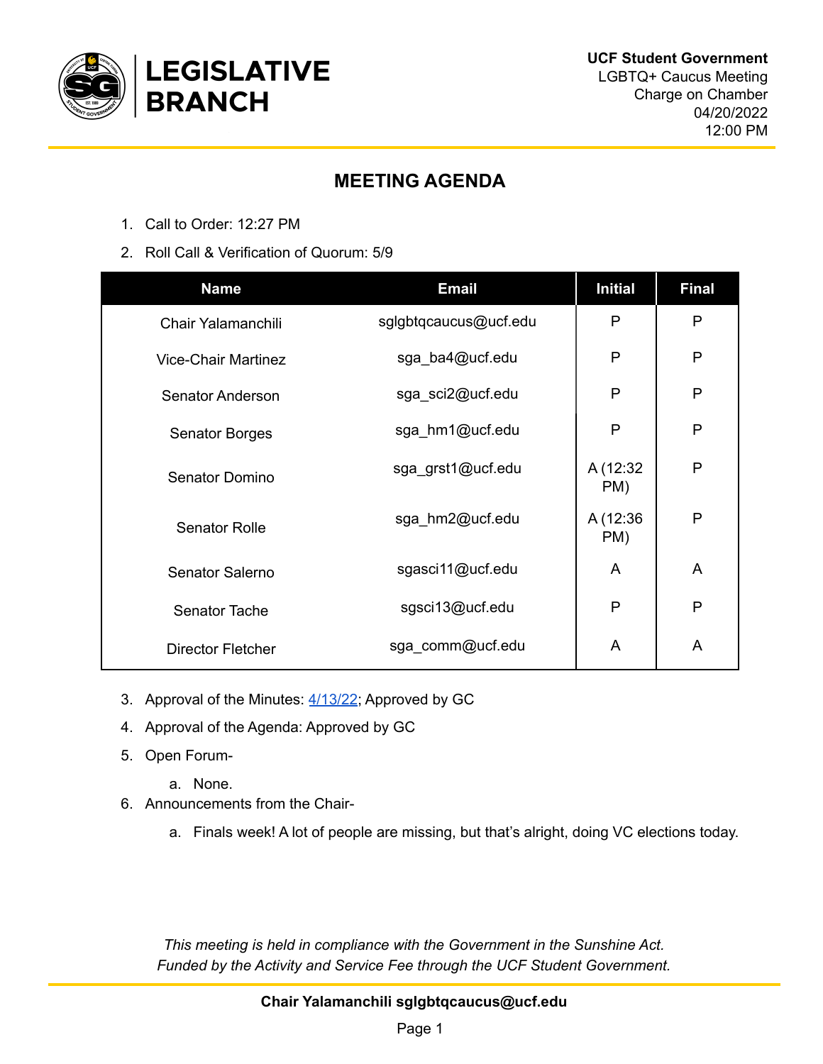**LEGISLATIVE BRANCH**

**UCF Student Government**
LGBTQ+ Caucus Meeting
Charge on Chamber
04/20/2022
12:00 PM

## MEETING AGENDA

1. Call to Order: 12:27 PM
2. Roll Call & Verification of Quorum: 5/9

| Name | Email | Initial | Final |
|---|---|---|---|
| Chair Yalamanchili | sglgbtqcaucus@ucf.edu | P | P |
| Vice-Chair Martinez | sga_ba4@ucf.edu | P | P |
| Senator Anderson | sga_sci2@ucf.edu | P | P |
| Senator Borges | sga_hm1@ucf.edu | P | P |
| Senator Domino | sga_grst1@ucf.edu | A (12:32 PM) | P |
| Senator Rolle | sga_hm2@ucf.edu | A (12:36 PM) | P |
| Senator Salerno | sgasci11@ucf.edu | A | A |
| Senator Tache | sgsci13@ucf.edu | P | P |
| Director Fletcher | sga_comm@ucf.edu | A | A |

3. Approval of the Minutes: 4/13/22; Approved by GC
4. Approval of the Agenda: Approved by GC
5. Open Forum-
   a. None.
6. Announcements from the Chair-
   a. Finals week! A lot of people are missing, but that's alright, doing VC elections today.

*This meeting is held in compliance with the Government in the Sunshine Act.*
*Funded by the Activity and Service Fee through the UCF Student Government.*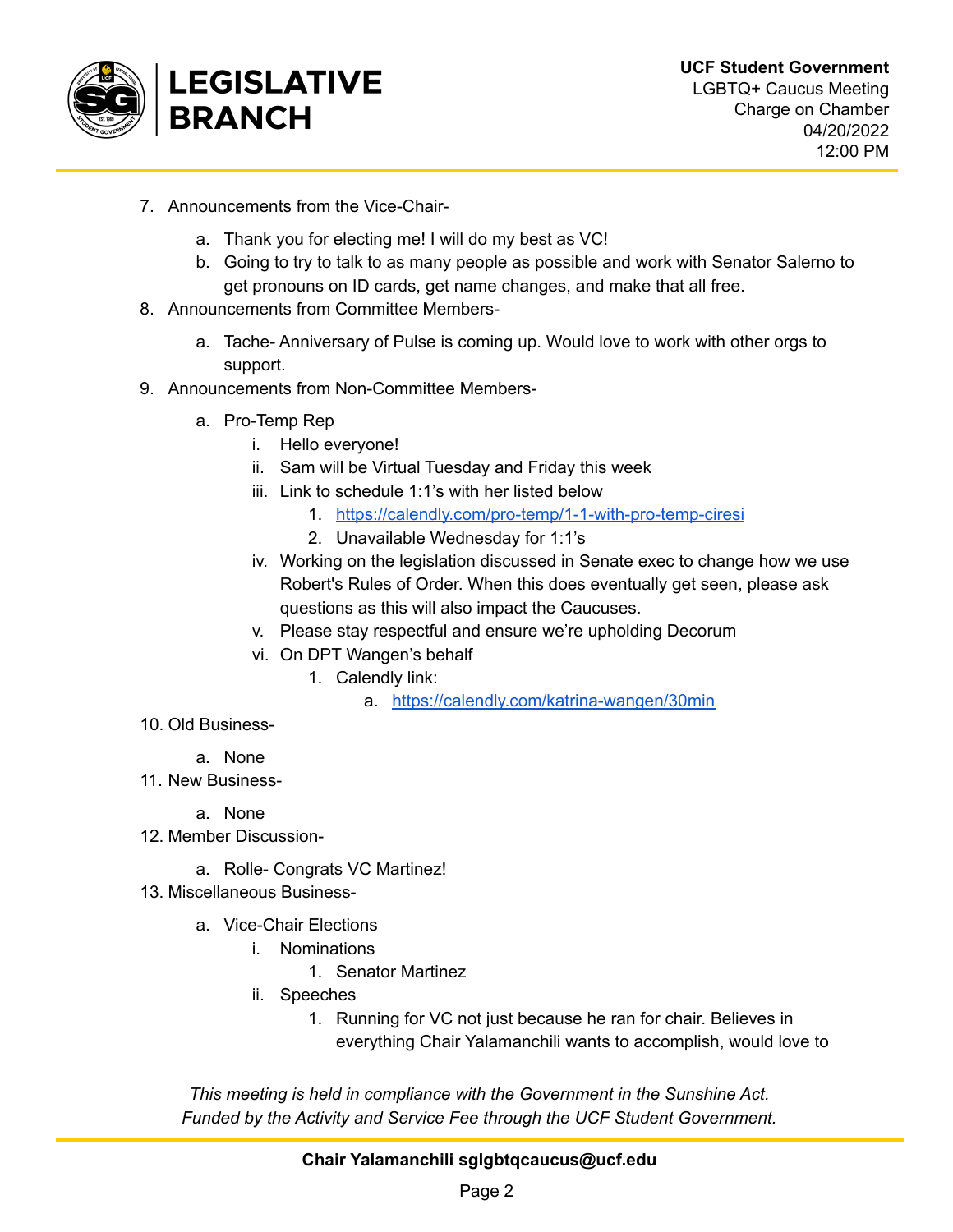7. Announcements from the Vice-Chair-
    a. Thank you for electing me! I will do my best as VC!
    b. Going to try to talk to as many people as possible and work with Senator Salerno to get pronouns on ID cards, get name changes, and make that all free.
8. Announcements from Committee Members-
    a. Tache- Anniversary of Pulse is coming up. Would love to work with other orgs to support.
9. Announcements from Non-Committee Members-
    a. Pro-Temp Rep
        i. Hello everyone!
        ii. Sam will be Virtual Tuesday and Friday this week
        iii. Link to schedule 1:1's with her listed below
            1. [https://calendly.com/pro-temp/1-1-with-pro-temp-ciresi](https://calendly.com/pro-temp/1-1-with-pro-temp-ciresi)
            2. Unavailable Wednesday for 1:1's
        iv. Working on the legislation discussed in Senate exec to change how we use Robert's Rules of Order. When this does eventually get seen, please ask questions as this will also impact the Caucuses.
        v. Please stay respectful and ensure we're upholding Decorum
        vi. On DPT Wangen's behalf
            1. Calendly link:
                a. [https://calendly.com/katrina-wangen/30min](https://calendly.com/katrina-wangen/30min)
10. Old Business-
    a. None
11. New Business-
    a. None
12. Member Discussion-
    a. Rolle- Congrats VC Martinez!
13. Miscellaneous Business-
    a. Vice-Chair Elections
        i. Nominations
            1. Senator Martinez
        ii. Speeches
            1. Running for VC not just because he ran for chair. Believes in everything Chair Yalamanchili wants to accomplish, would love to

*This meeting is held in compliance with the Government in the Sunshine Act.*
*Funded by the Activity and Service Fee through the UCF Student Government.*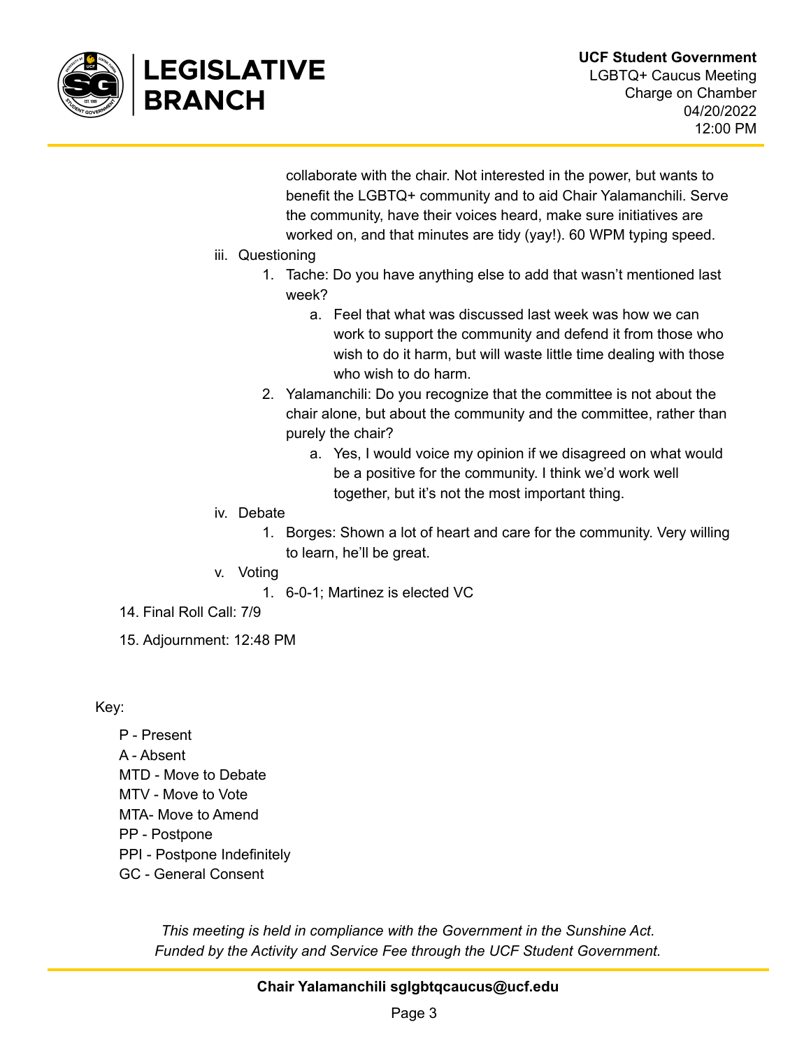collaborate with the chair. Not interested in the power, but wants to benefit the LGBTQ+ community and to aid Chair Yalamanchili. Serve the community, have their voices heard, make sure initiatives are worked on, and that minutes are tidy (yay!). 60 WPM typing speed.

iii. Questioning
   1. Tache: Do you have anything else to add that wasn't mentioned last week?
      a. Feel that what was discussed last week was how we can work to support the community and defend it from those who wish to do it harm, but will waste little time dealing with those who wish to do harm.
   2. Yalamanchili: Do you recognize that the committee is not about the chair alone, but about the community and the committee, rather than purely the chair?
      a. Yes, I would voice my opinion if we disagreed on what would be a positive for the community. I think we'd work well together, but it's not the most important thing.

iv. Debate
   1. Borges: Shown a lot of heart and care for the community. Very willing to learn, he'll be great.

v. Voting
   1. 6-0-1; Martinez is elected VC

14. Final Roll Call: 7/9

15. Adjournment: 12:48 PM

Key:

- P - Present
- A - Absent
- MTD - Move to Debate
- MTV - Move to Vote
- MTA- Move to Amend
- PP - Postpone
- PPI - Postpone Indefinitely
- GC - General Consent

*This meeting is held in compliance with the Government in the Sunshine Act.*
*Funded by the Activity and Service Fee through the UCF Student Government.*

**Chair Yalamanchili sglgbtqcaucus@ucf.edu**